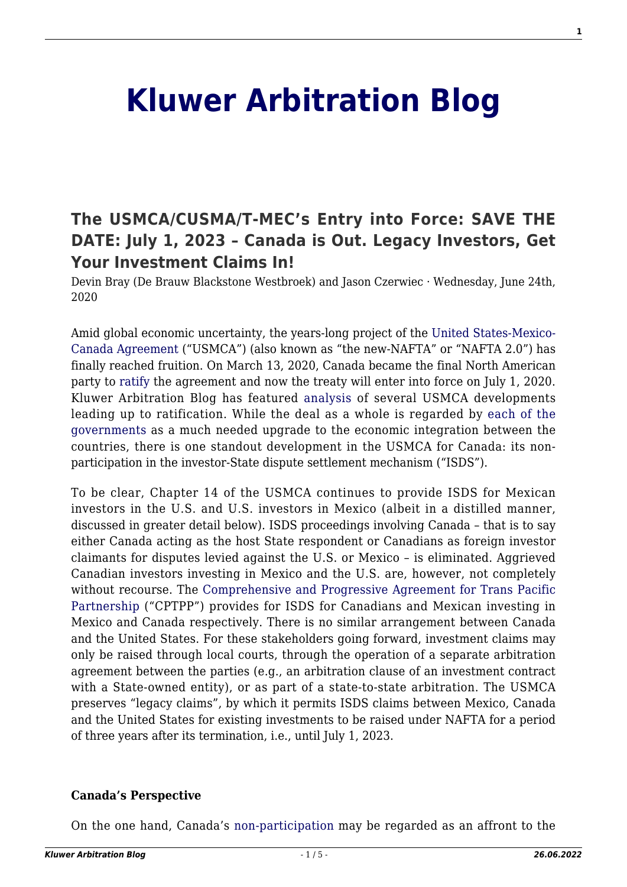# Kluwer Arbitration Blog

## The USMCA/CUSMA/T-MEC's Entry into Force: SAVE THE DATE: July 1, 2023 – Canada is Out. Legacy Investors, Get Your Investment Claims In!

Devin Bray (De Brauw Blackstone Westbroek) and Jason Czerwiec · Wednesday, June 24th, 2020

Amid global economic uncertainty, the years-long project of the United States-Mexico-Canada Agreement ("USMCA") (also known as "the new-NAFTA" or "NAFTA 2.0") has finally reached fruition. On March 13, 2020, Canada became the final North American party to ratify the agreement and now the treaty will enter into force on July 1, 2020. Kluwer Arbitration Blog has featured analysis of several USMCA developments leading up to ratification. While the deal as a whole is regarded by each of the governments as a much needed upgrade to the economic integration between the countries, there is one standout development in the USMCA for Canada: its non-participation in the investor-State dispute settlement mechanism ("ISDS").

To be clear, Chapter 14 of the USMCA continues to provide ISDS for Mexican investors in the U.S. and U.S. investors in Mexico (albeit in a distilled manner, discussed in greater detail below). ISDS proceedings involving Canada – that is to say either Canada acting as the host State respondent or Canadians as foreign investor claimants for disputes levied against the U.S. or Mexico – is eliminated. Aggrieved Canadian investors investing in Mexico and the U.S. are, however, not completely without recourse. The Comprehensive and Progressive Agreement for Trans Pacific Partnership ("CPTPP") provides for ISDS for Canadians and Mexican investing in Mexico and Canada respectively. There is no similar arrangement between Canada and the United States. For these stakeholders going forward, investment claims may only be raised through local courts, through the operation of a separate arbitration agreement between the parties (e.g., an arbitration clause of an investment contract with a State-owned entity), or as part of a state-to-state arbitration. The USMCA preserves "legacy claims", by which it permits ISDS claims between Mexico, Canada and the United States for existing investments to be raised under NAFTA for a period of three years after its termination, i.e., until July 1, 2023.

**Canada's Perspective**

On the one hand, Canada's non-participation may be regarded as an affront to the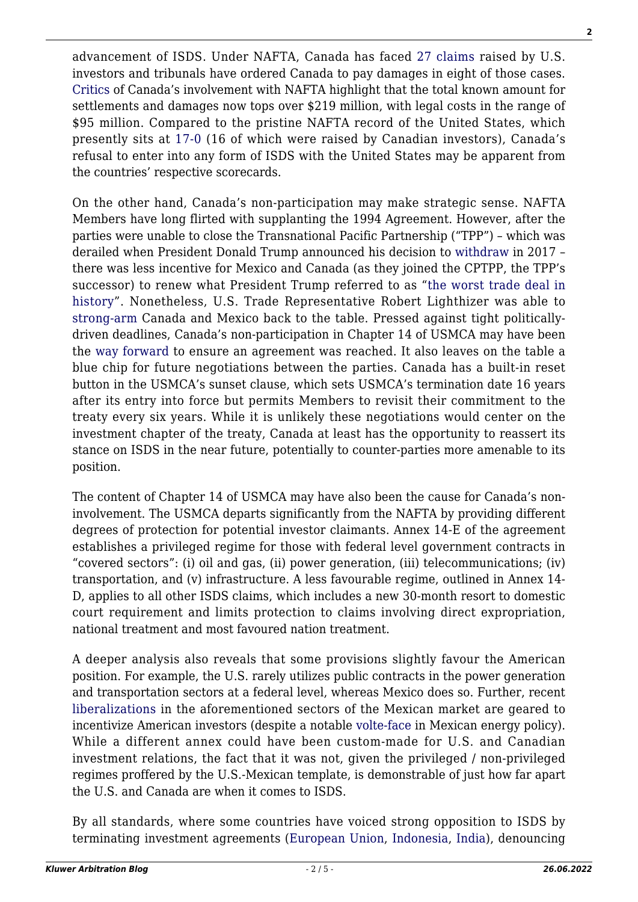advancement of ISDS. Under NAFTA, Canada has faced 27 claims raised by U.S. investors and tribunals have ordered Canada to pay damages in eight of those cases. Critics of Canada's involvement with NAFTA highlight that the total known amount for settlements and damages now tops over $219 million, with legal costs in the range of $95 million. Compared to the pristine NAFTA record of the United States, which presently sits at 17-0 (16 of which were raised by Canadian investors), Canada's refusal to enter into any form of ISDS with the United States may be apparent from the countries' respective scorecards.

On the other hand, Canada's non-participation may make strategic sense. NAFTA Members have long flirted with supplanting the 1994 Agreement. However, after the parties were unable to close the Transnational Pacific Partnership ("TPP") – which was derailed when President Donald Trump announced his decision to withdraw in 2017 – there was less incentive for Mexico and Canada (as they joined the CPTPP, the TPP's successor) to renew what President Trump referred to as "the worst trade deal in history". Nonetheless, U.S. Trade Representative Robert Lighthizer was able to strong-arm Canada and Mexico back to the table. Pressed against tight politically-driven deadlines, Canada's non-participation in Chapter 14 of USMCA may have been the way forward to ensure an agreement was reached. It also leaves on the table a blue chip for future negotiations between the parties. Canada has a built-in reset button in the USMCA's sunset clause, which sets USMCA's termination date 16 years after its entry into force but permits Members to revisit their commitment to the treaty every six years. While it is unlikely these negotiations would center on the investment chapter of the treaty, Canada at least has the opportunity to reassert its stance on ISDS in the near future, potentially to counter-parties more amenable to its position.

The content of Chapter 14 of USMCA may have also been the cause for Canada's non-involvement. The USMCA departs significantly from the NAFTA by providing different degrees of protection for potential investor claimants. Annex 14-E of the agreement establishes a privileged regime for those with federal level government contracts in "covered sectors": (i) oil and gas, (ii) power generation, (iii) telecommunications; (iv) transportation, and (v) infrastructure. A less favourable regime, outlined in Annex 14-D, applies to all other ISDS claims, which includes a new 30-month resort to domestic court requirement and limits protection to claims involving direct expropriation, national treatment and most favoured nation treatment.

A deeper analysis also reveals that some provisions slightly favour the American position. For example, the U.S. rarely utilizes public contracts in the power generation and transportation sectors at a federal level, whereas Mexico does so. Further, recent liberalizations in the aforementioned sectors of the Mexican market are geared to incentivize American investors (despite a notable volte-face in Mexican energy policy). While a different annex could have been custom-made for U.S. and Canadian investment relations, the fact that it was not, given the privileged / non-privileged regimes proffered by the U.S.-Mexican template, is demonstrable of just how far apart the U.S. and Canada are when it comes to ISDS.

By all standards, where some countries have voiced strong opposition to ISDS by terminating investment agreements (European Union, Indonesia, India), denouncing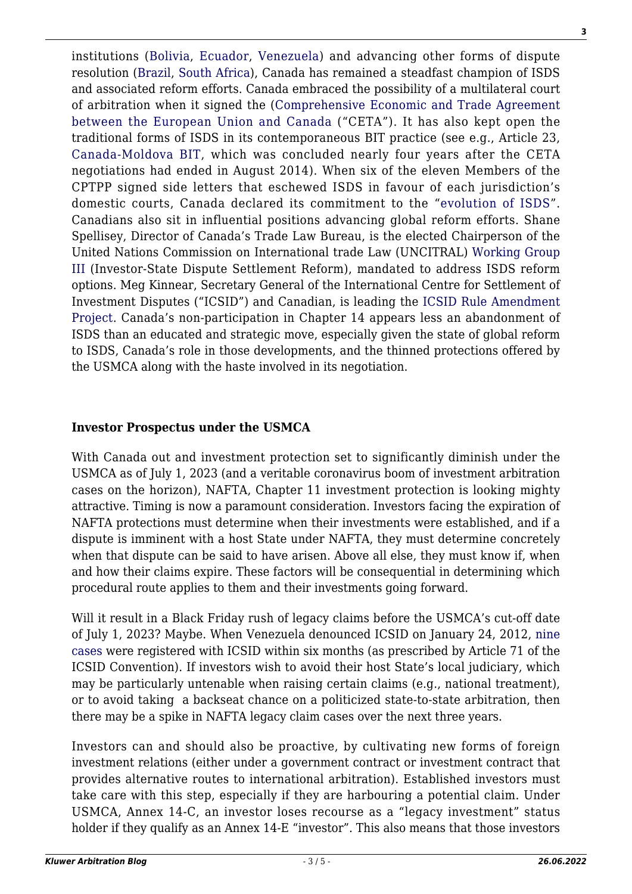institutions (Bolivia, Ecuador, Venezuela) and advancing other forms of dispute resolution (Brazil, South Africa), Canada has remained a steadfast champion of ISDS and associated reform efforts. Canada embraced the possibility of a multilateral court of arbitration when it signed the (Comprehensive Economic and Trade Agreement between the European Union and Canada ("CETA"). It has also kept open the traditional forms of ISDS in its contemporaneous BIT practice (see e.g., Article 23, Canada-Moldova BIT, which was concluded nearly four years after the CETA negotiations had ended in August 2014). When six of the eleven Members of the CPTPP signed side letters that eschewed ISDS in favour of each jurisdiction's domestic courts, Canada declared its commitment to the "evolution of ISDS". Canadians also sit in influential positions advancing global reform efforts. Shane Spellisey, Director of Canada's Trade Law Bureau, is the elected Chairperson of the United Nations Commission on International trade Law (UNCITRAL) Working Group III (Investor-State Dispute Settlement Reform), mandated to address ISDS reform options. Meg Kinnear, Secretary General of the International Centre for Settlement of Investment Disputes ("ICSID") and Canadian, is leading the ICSID Rule Amendment Project. Canada's non-participation in Chapter 14 appears less an abandonment of ISDS than an educated and strategic move, especially given the state of global reform to ISDS, Canada's role in those developments, and the thinned protections offered by the USMCA along with the haste involved in its negotiation.

### Investor Prospectus under the USMCA

With Canada out and investment protection set to significantly diminish under the USMCA as of July 1, 2023 (and a veritable coronavirus boom of investment arbitration cases on the horizon), NAFTA, Chapter 11 investment protection is looking mighty attractive. Timing is now a paramount consideration. Investors facing the expiration of NAFTA protections must determine when their investments were established, and if a dispute is imminent with a host State under NAFTA, they must determine concretely when that dispute can be said to have arisen. Above all else, they must know if, when and how their claims expire. These factors will be consequential in determining which procedural route applies to them and their investments going forward.

Will it result in a Black Friday rush of legacy claims before the USMCA's cut-off date of July 1, 2023? Maybe. When Venezuela denounced ICSID on January 24, 2012, nine cases were registered with ICSID within six months (as prescribed by Article 71 of the ICSID Convention). If investors wish to avoid their host State's local judiciary, which may be particularly untenable when raising certain claims (e.g., national treatment), or to avoid taking a backseat chance on a politicized state-to-state arbitration, then there may be a spike in NAFTA legacy claim cases over the next three years.

Investors can and should also be proactive, by cultivating new forms of foreign investment relations (either under a government contract or investment contract that provides alternative routes to international arbitration). Established investors must take care with this step, especially if they are harbouring a potential claim. Under USMCA, Annex 14-C, an investor loses recourse as a "legacy investment" status holder if they qualify as an Annex 14-E "investor". This also means that those investors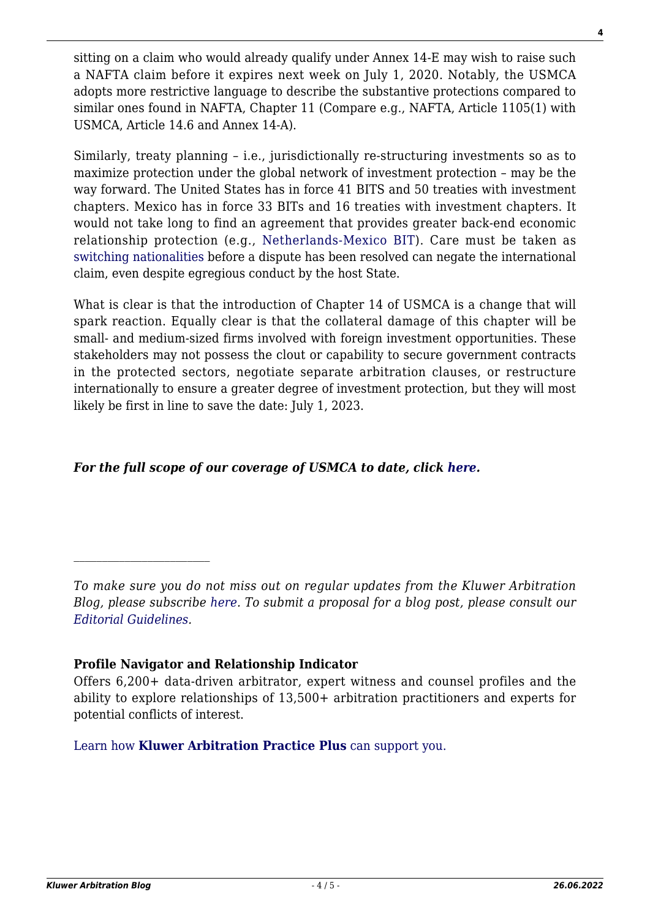sitting on a claim who would already qualify under Annex 14-E may wish to raise such a NAFTA claim before it expires next week on July 1, 2020. Notably, the USMCA adopts more restrictive language to describe the substantive protections compared to similar ones found in NAFTA, Chapter 11 (Compare e.g., NAFTA, Article 1105(1) with USMCA, Article 14.6 and Annex 14-A).

Similarly, treaty planning – i.e., jurisdictionally re-structuring investments so as to maximize protection under the global network of investment protection – may be the way forward. The United States has in force 41 BITS and 50 treaties with investment chapters. Mexico has in force 33 BITs and 16 treaties with investment chapters. It would not take long to find an agreement that provides greater back-end economic relationship protection (e.g., Netherlands-Mexico BIT). Care must be taken as switching nationalities before a dispute has been resolved can negate the international claim, even despite egregious conduct by the host State.

What is clear is that the introduction of Chapter 14 of USMCA is a change that will spark reaction. Equally clear is that the collateral damage of this chapter will be small- and medium-sized firms involved with foreign investment opportunities. These stakeholders may not possess the clout or capability to secure government contracts in the protected sectors, negotiate separate arbitration clauses, or restructure internationally to ensure a greater degree of investment protection, but they will most likely be first in line to save the date: July 1, 2023.

***For the full scope of our coverage of USMCA to date, click here.***

---

*To make sure you do not miss out on regular updates from the Kluwer Arbitration Blog, please subscribe here. To submit a proposal for a blog post, please consult our Editorial Guidelines.*

**Profile Navigator and Relationship Indicator**

Offers 6,200+ data-driven arbitrator, expert witness and counsel profiles and the ability to explore relationships of 13,500+ arbitration practitioners and experts for potential conflicts of interest.

Learn how **Kluwer Arbitration Practice Plus** can support you.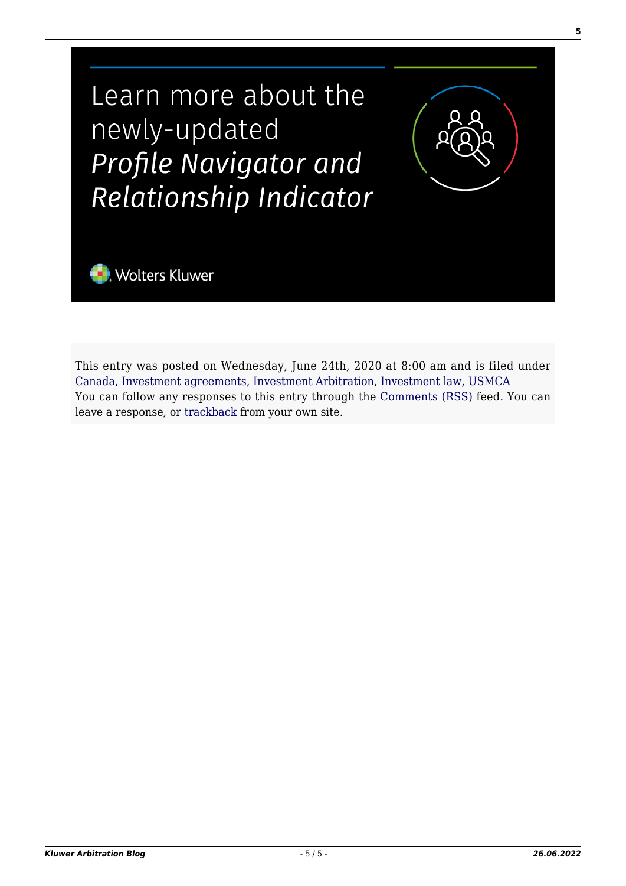Learn more about the newly-updated *Profile Navigator and Relationship Indicator*

Wolters Kluwer

This entry was posted on Wednesday, June 24th, 2020 at 8:00 am and is filed under Canada, Investment agreements, Investment Arbitration, Investment law, USMCA
You can follow any responses to this entry through the Comments (RSS) feed. You can leave a response, or trackback from your own site.